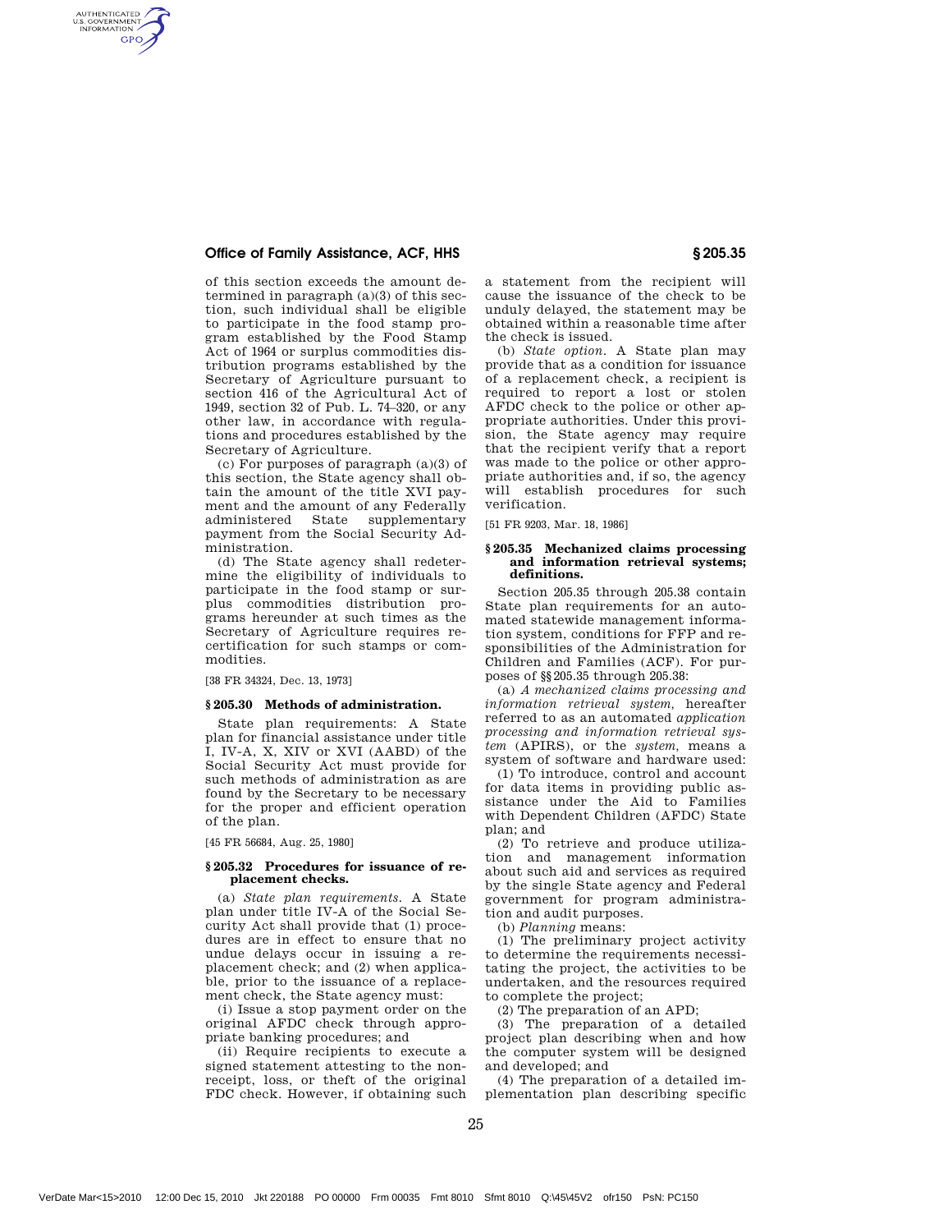of this section exceeds the amount determined in paragraph (a)(3) of this section, such individual shall be eligible to participate in the food stamp program established by the Food Stamp Act of 1964 or surplus commodities distribution programs established by the Secretary of Agriculture pursuant to section 416 of the Agricultural Act of 1949, section 32 of Pub. L. 74–320, or any other law, in accordance with regulations and procedures established by the Secretary of Agriculture.

(c) For purposes of paragraph (a)(3) of this section, the State agency shall obtain the amount of the title XVI payment and the amount of any Federally administered State supplementary payment from the Social Security Administration.

(d) The State agency shall redetermine the eligibility of individuals to participate in the food stamp or surplus commodities distribution programs hereunder at such times as the Secretary of Agriculture requires recertification for such stamps or commodities.

[38 FR 34324, Dec. 13, 1973]

### § 205.30 Methods of administration.

State plan requirements: A State plan for financial assistance under title I, IV-A, X, XIV or XVI (AABD) of the Social Security Act must provide for such methods of administration as are found by the Secretary to be necessary for the proper and efficient operation of the plan.

[45 FR 56684, Aug. 25, 1980]

### § 205.32 Procedures for issuance of replacement checks.

(a) *State plan requirements.* A State plan under title IV-A of the Social Security Act shall provide that (1) procedures are in effect to ensure that no undue delays occur in issuing a replacement check; and (2) when applicable, prior to the issuance of a replacement check, the State agency must:

(i) Issue a stop payment order on the original AFDC check through appropriate banking procedures; and

(ii) Require recipients to execute a signed statement attesting to the nonreceipt, loss, or theft of the original FDC check. However, if obtaining such a statement from the recipient will cause the issuance of the check to be unduly delayed, the statement may be obtained within a reasonable time after the check is issued.

(b) *State option.* A State plan may provide that as a condition for issuance of a replacement check, a recipient is required to report a lost or stolen AFDC check to the police or other appropriate authorities. Under this provision, the State agency may require that the recipient verify that a report was made to the police or other appropriate authorities and, if so, the agency will establish procedures for such verification.

[51 FR 9203, Mar. 18, 1986]

### § 205.35 Mechanized claims processing and information retrieval systems; definitions.

Section 205.35 through 205.38 contain State plan requirements for an automated statewide management information system, conditions for FFP and responsibilities of the Administration for Children and Families (ACF). For purposes of §§ 205.35 through 205.38:

(a) *A mechanized claims processing and information retrieval system,* hereafter referred to as an automated *application processing and information retrieval system* (APIRS), or the *system,* means a system of software and hardware used:

(1) To introduce, control and account for data items in providing public assistance under the Aid to Families with Dependent Children (AFDC) State plan; and

(2) To retrieve and produce utilization and management information about such aid and services as required by the single State agency and Federal government for program administration and audit purposes.

(b) *Planning* means:

(1) The preliminary project activity to determine the requirements necessitating the project, the activities to be undertaken, and the resources required to complete the project;

(2) The preparation of an APD;

(3) The preparation of a detailed project plan describing when and how the computer system will be designed and developed; and

(4) The preparation of a detailed implementation plan describing specific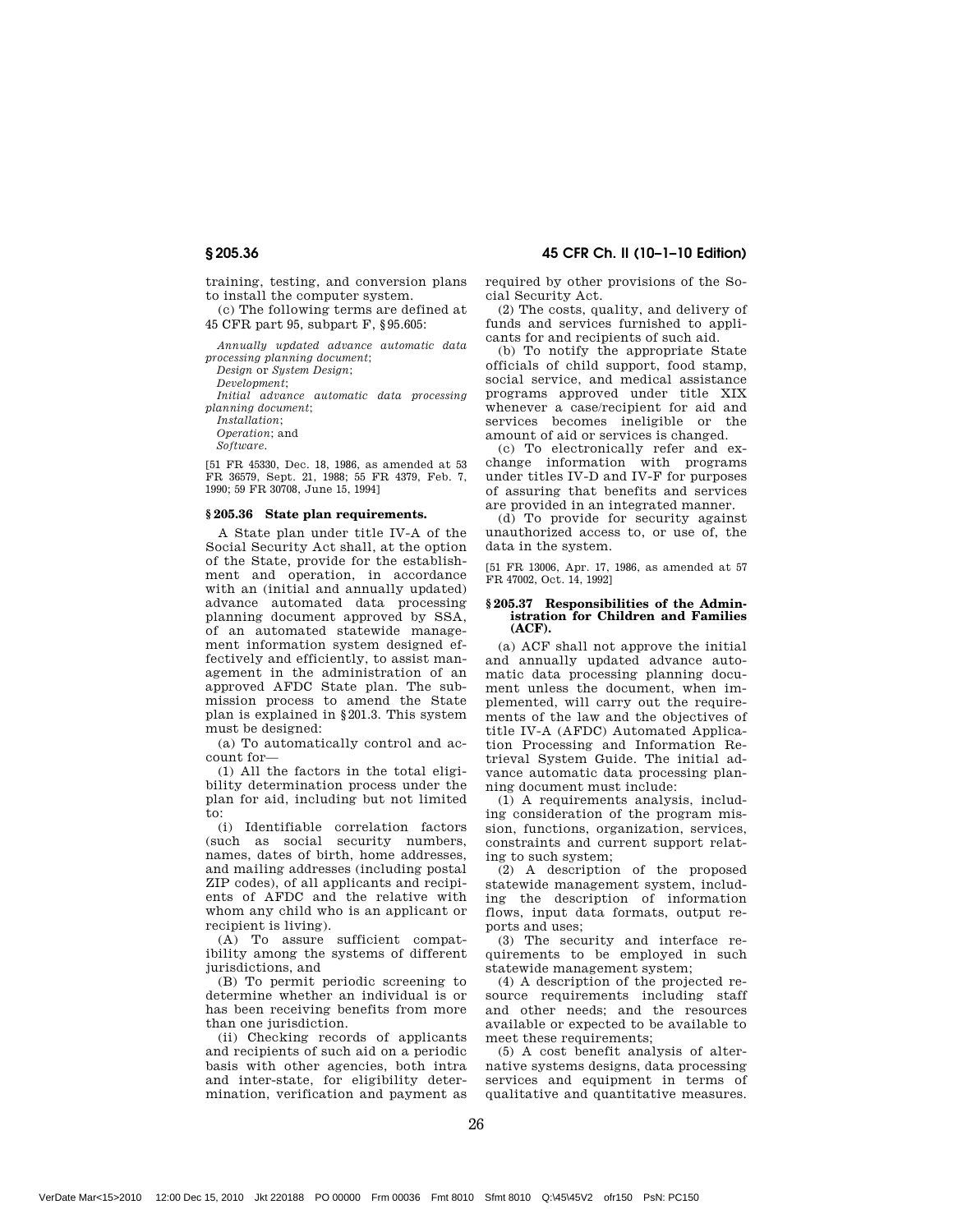training, testing, and conversion plans to install the computer system.

(c) The following terms are defined at 45 CFR part 95, subpart F, §95.605:

*Annually updated advance automatic data processing planning document*;
*Design* or *System Design*;
*Development*;
*Initial advance automatic data processing planning document*;
*Installation*;
*Operation*; and
*Software*.

[51 FR 45330, Dec. 18, 1986, as amended at 53 FR 36579, Sept. 21, 1988; 55 FR 4379, Feb. 7, 1990; 59 FR 30708, June 15, 1994]

### § 205.36 State plan requirements.

A State plan under title IV-A of the Social Security Act shall, at the option of the State, provide for the establishment and operation, in accordance with an (initial and annually updated) advance automated data processing planning document approved by SSA, of an automated statewide management information system designed effectively and efficiently, to assist management in the administration of an approved AFDC State plan. The submission process to amend the State plan is explained in §201.3. This system must be designed:

(a) To automatically control and account for—

(1) All the factors in the total eligibility determination process under the plan for aid, including but not limited to:

(i) Identifiable correlation factors (such as social security numbers, names, dates of birth, home addresses, and mailing addresses (including postal ZIP codes), of all applicants and recipients of AFDC and the relative with whom any child who is an applicant or recipient is living).

(A) To assure sufficient compatibility among the systems of different jurisdictions, and

(B) To permit periodic screening to determine whether an individual is or has been receiving benefits from more than one jurisdiction.

(ii) Checking records of applicants and recipients of such aid on a periodic basis with other agencies, both intra and inter-state, for eligibility determination, verification and payment as required by other provisions of the Social Security Act.

(2) The costs, quality, and delivery of funds and services furnished to applicants for and recipients of such aid.

(b) To notify the appropriate State officials of child support, food stamp, social service, and medical assistance programs approved under title XIX whenever a case/recipient for aid and services becomes ineligible or the amount of aid or services is changed.

(c) To electronically refer and exchange information with programs under titles IV-D and IV-F for purposes of assuring that benefits and services are provided in an integrated manner.

(d) To provide for security against unauthorized access to, or use of, the data in the system.

[51 FR 13006, Apr. 17, 1986, as amended at 57 FR 47002, Oct. 14, 1992]

### § 205.37 Responsibilities of the Administration for Children and Families (ACF).

(a) ACF shall not approve the initial and annually updated advance automatic data processing planning document unless the document, when implemented, will carry out the requirements of the law and the objectives of title IV-A (AFDC) Automated Application Processing and Information Retrieval System Guide. The initial advance automatic data processing planning document must include:

(1) A requirements analysis, including consideration of the program mission, functions, organization, services, constraints and current support relating to such system;

(2) A description of the proposed statewide management system, including the description of information flows, input data formats, output reports and uses;

(3) The security and interface requirements to be employed in such statewide management system;

(4) A description of the projected resource requirements including staff and other needs; and the resources available or expected to be available to meet these requirements;

(5) A cost benefit analysis of alternative systems designs, data processing services and equipment in terms of qualitative and quantitative measures.